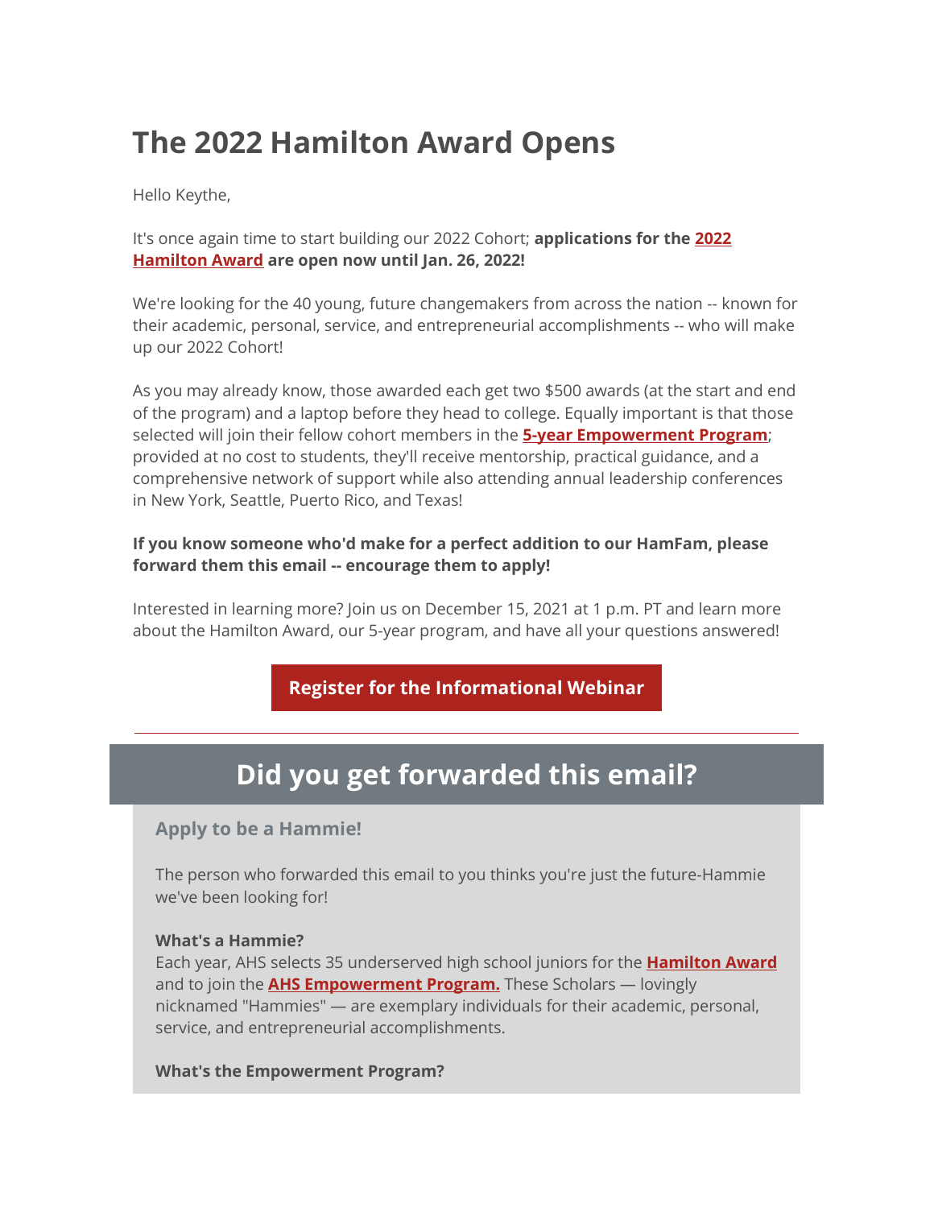# The 2022 Hamilton Award Opens

Hello Keythe,

It's once again time to start building our 2022 Cohort; **applications for the 2022 Hamilton Award are open now until Jan. 26, 2022!**

We're looking for the 40 young, future changemakers from across the nation -- known for their academic, personal, service, and entrepreneurial accomplishments -- who will make up our 2022 Cohort!

As you may already know, those awarded each get two $500 awards (at the start and end of the program) and a laptop before they head to college. Equally important is that those selected will join their fellow cohort members in the **5-year Empowerment Program**; provided at no cost to students, they'll receive mentorship, practical guidance, and a comprehensive network of support while also attending annual leadership conferences in New York, Seattle, Puerto Rico, and Texas!

**If you know someone who'd make for a perfect addition to our HamFam, please forward them this email -- encourage them to apply!**

Interested in learning more? Join us on December 15, 2021 at 1 p.m. PT and learn more about the Hamilton Award, our 5-year program, and have all your questions answered!

**Register for the Informational Webinar**

---

## Did you get forwarded this email?

### Apply to be a Hammie!

The person who forwarded this email to you thinks you're just the future-Hammie we've been looking for!

**What's a Hammie?**
Each year, AHS selects 35 underserved high school juniors for the **Hamilton Award** and to join the **AHS Empowerment Program.** These Scholars — lovingly nicknamed "Hammies" — are exemplary individuals for their academic, personal, service, and entrepreneurial accomplishments.

**What's the Empowerment Program?**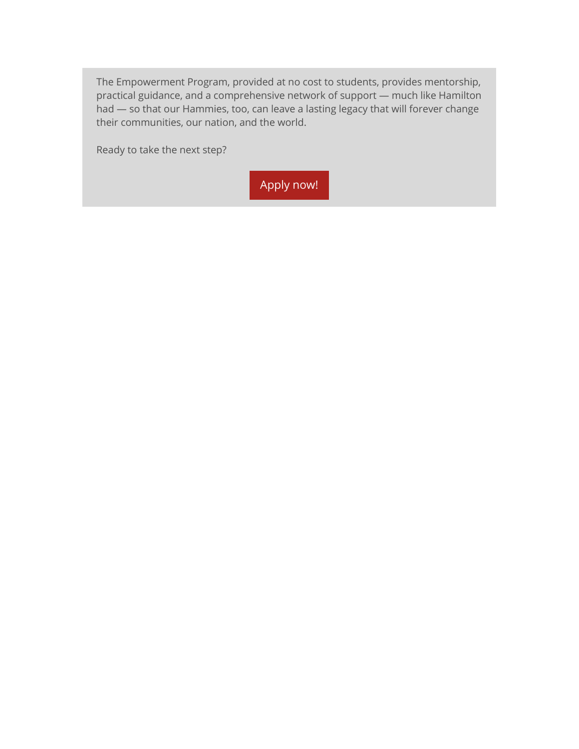The Empowerment Program, provided at no cost to students, provides mentorship, practical guidance, and a comprehensive network of support — much like Hamilton had — so that our Hammies, too, can leave a lasting legacy that will forever change their communities, our nation, and the world.

Ready to take the next step?

Apply now!